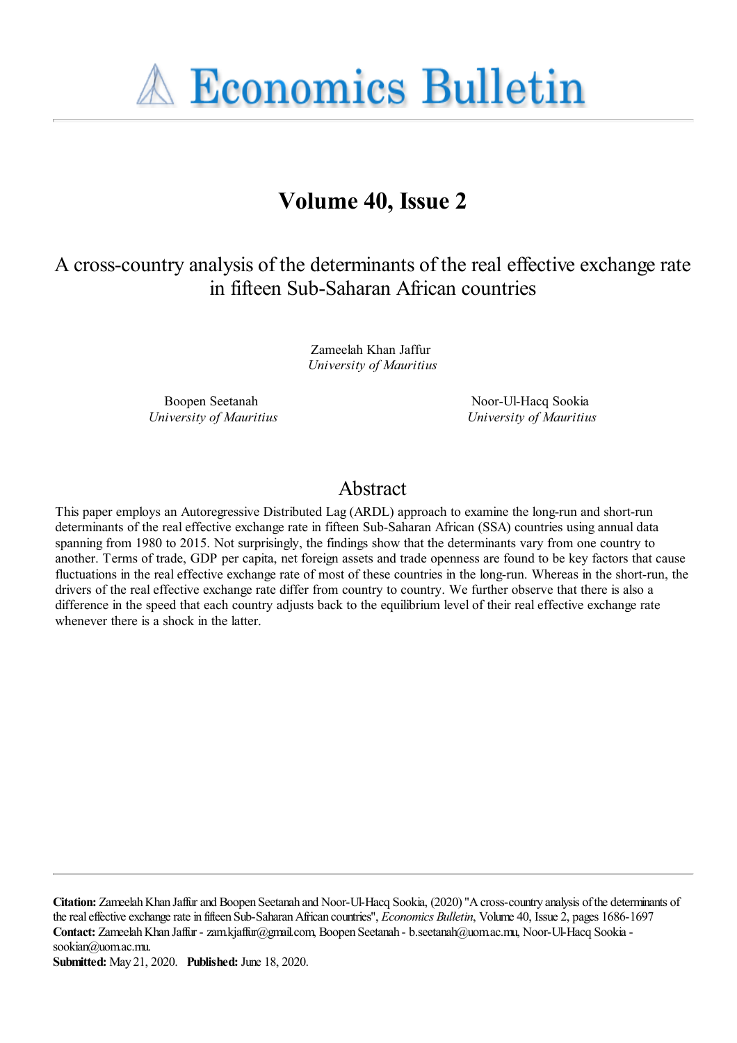# Economics Bulletin

## Volume 40, Issue 2

# A cross-country analysis of the determinants of the real effective exchange rate in fifteen Sub-Saharan African countries

Zameelah Khan Jaffur
*University of Mauritius*

Boopen Seetanah
*University of Mauritius*

Noor-Ul-Hacq Sookia
*University of Mauritius*

## Abstract

This paper employs an Autoregressive Distributed Lag (ARDL) approach to examine the long-run and short-run determinants of the real effective exchange rate in fifteen Sub-Saharan African (SSA) countries using annual data spanning from 1980 to 2015. Not surprisingly, the findings show that the determinants vary from one country to another. Terms of trade, GDP per capita, net foreign assets and trade openness are found to be key factors that cause fluctuations in the real effective exchange rate of most of these countries in the long-run. Whereas in the short-run, the drivers of the real effective exchange rate differ from country to country. We further observe that there is also a difference in the speed that each country adjusts back to the equilibrium level of their real effective exchange rate whenever there is a shock in the latter.

**Citation:** Zameelah Khan Jaffur and Boopen Seetanah and Noor-Ul-Hacq Sookia, (2020) "A cross-country analysis of the determinants of the real effective exchange rate in fifteen Sub-Saharan African countries", *Economics Bulletin*, Volume 40, Issue 2, pages 1686-1697
**Contact:** Zameelah Khan Jaffur - zam.kjaffur@gmail.com, Boopen Seetanah - b.seetanah@uom.ac.mu, Noor-Ul-Hacq Sookia - sookian@uom.ac.mu.
**Submitted:** May 21, 2020. **Published:** June 18, 2020.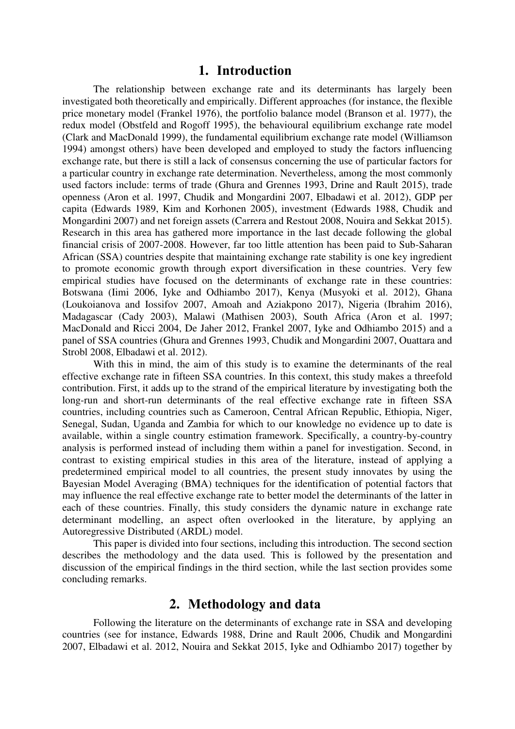# 1. Introduction

The relationship between exchange rate and its determinants has largely been investigated both theoretically and empirically. Different approaches (for instance, the flexible price monetary model (Frankel 1976), the portfolio balance model (Branson et al. 1977), the redux model (Obstfeld and Rogoff 1995), the behavioural equilibrium exchange rate model (Clark and MacDonald 1999), the fundamental equilibrium exchange rate model (Williamson 1994) amongst others) have been developed and employed to study the factors influencing exchange rate, but there is still a lack of consensus concerning the use of particular factors for a particular country in exchange rate determination. Nevertheless, among the most commonly used factors include: terms of trade (Ghura and Grennes 1993, Drine and Rault 2015), trade openness (Aron et al. 1997, Chudik and Mongardini 2007, Elbadawi et al. 2012), GDP per capita (Edwards 1989, Kim and Korhonen 2005), investment (Edwards 1988, Chudik and Mongardini 2007) and net foreign assets (Carrera and Restout 2008, Nouira and Sekkat 2015). Research in this area has gathered more importance in the last decade following the global financial crisis of 2007-2008. However, far too little attention has been paid to Sub-Saharan African (SSA) countries despite that maintaining exchange rate stability is one key ingredient to promote economic growth through export diversification in these countries. Very few empirical studies have focused on the determinants of exchange rate in these countries: Botswana (Iimi 2006, Iyke and Odhiambo 2017), Kenya (Musyoki et al. 2012), Ghana (Loukoianova and Iossifov 2007, Amoah and Aziakpono 2017), Nigeria (Ibrahim 2016), Madagascar (Cady 2003), Malawi (Mathisen 2003), South Africa (Aron et al. 1997; MacDonald and Ricci 2004, De Jaher 2012, Frankel 2007, Iyke and Odhiambo 2015) and a panel of SSA countries (Ghura and Grennes 1993, Chudik and Mongardini 2007, Ouattara and Strobl 2008, Elbadawi et al. 2012).

With this in mind, the aim of this study is to examine the determinants of the real effective exchange rate in fifteen SSA countries. In this context, this study makes a threefold contribution. First, it adds up to the strand of the empirical literature by investigating both the long-run and short-run determinants of the real effective exchange rate in fifteen SSA countries, including countries such as Cameroon, Central African Republic, Ethiopia, Niger, Senegal, Sudan, Uganda and Zambia for which to our knowledge no evidence up to date is available, within a single country estimation framework. Specifically, a country-by-country analysis is performed instead of including them within a panel for investigation. Second, in contrast to existing empirical studies in this area of the literature, instead of applying a predetermined empirical model to all countries, the present study innovates by using the Bayesian Model Averaging (BMA) techniques for the identification of potential factors that may influence the real effective exchange rate to better model the determinants of the latter in each of these countries. Finally, this study considers the dynamic nature in exchange rate determinant modelling, an aspect often overlooked in the literature, by applying an Autoregressive Distributed (ARDL) model.

This paper is divided into four sections, including this introduction. The second section describes the methodology and the data used. This is followed by the presentation and discussion of the empirical findings in the third section, while the last section provides some concluding remarks.

# 2. Methodology and data

Following the literature on the determinants of exchange rate in SSA and developing countries (see for instance, Edwards 1988, Drine and Rault 2006, Chudik and Mongardini 2007, Elbadawi et al. 2012, Nouira and Sekkat 2015, Iyke and Odhiambo 2017) together by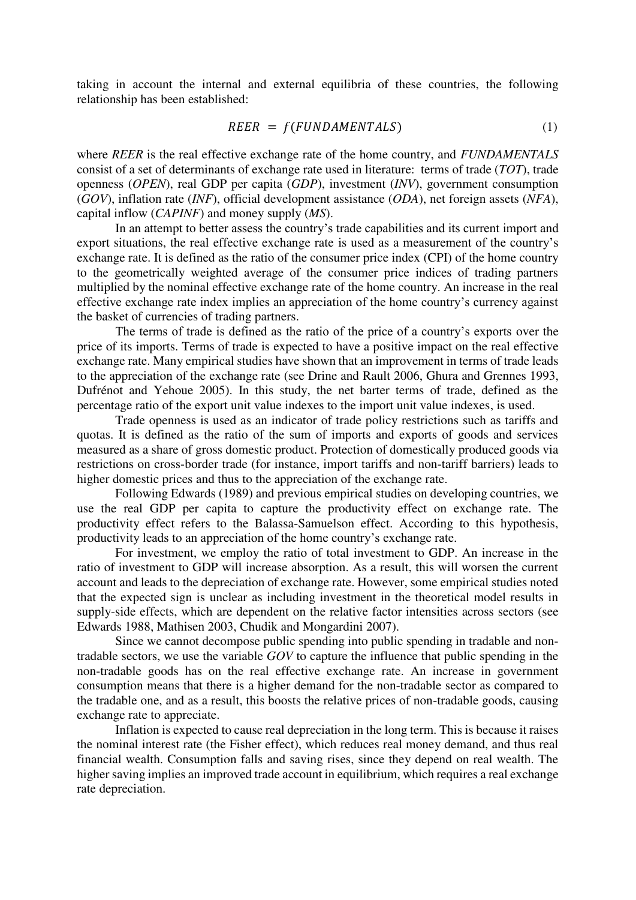taking in account the internal and external equilibria of these countries, the following relationship has been established:

$$REER = f(FUNDAMENTALS) \tag{1}$$

where *REER* is the real effective exchange rate of the home country, and *FUNDAMENTALS* consist of a set of determinants of exchange rate used in literature: terms of trade (*TOT*), trade openness (*OPEN*), real GDP per capita (*GDP*), investment (*INV*), government consumption (*GOV*), inflation rate (*INF*), official development assistance (*ODA*), net foreign assets (*NFA*), capital inflow (*CAPINF*) and money supply (*MS*).

In an attempt to better assess the country's trade capabilities and its current import and export situations, the real effective exchange rate is used as a measurement of the country's exchange rate. It is defined as the ratio of the consumer price index (CPI) of the home country to the geometrically weighted average of the consumer price indices of trading partners multiplied by the nominal effective exchange rate of the home country. An increase in the real effective exchange rate index implies an appreciation of the home country's currency against the basket of currencies of trading partners.

The terms of trade is defined as the ratio of the price of a country's exports over the price of its imports. Terms of trade is expected to have a positive impact on the real effective exchange rate. Many empirical studies have shown that an improvement in terms of trade leads to the appreciation of the exchange rate (see Drine and Rault 2006, Ghura and Grennes 1993, Dufrénot and Yehoue 2005). In this study, the net barter terms of trade, defined as the percentage ratio of the export unit value indexes to the import unit value indexes, is used.

Trade openness is used as an indicator of trade policy restrictions such as tariffs and quotas. It is defined as the ratio of the sum of imports and exports of goods and services measured as a share of gross domestic product. Protection of domestically produced goods via restrictions on cross-border trade (for instance, import tariffs and non-tariff barriers) leads to higher domestic prices and thus to the appreciation of the exchange rate.

Following Edwards (1989) and previous empirical studies on developing countries, we use the real GDP per capita to capture the productivity effect on exchange rate. The productivity effect refers to the Balassa-Samuelson effect. According to this hypothesis, productivity leads to an appreciation of the home country's exchange rate.

For investment, we employ the ratio of total investment to GDP. An increase in the ratio of investment to GDP will increase absorption. As a result, this will worsen the current account and leads to the depreciation of exchange rate. However, some empirical studies noted that the expected sign is unclear as including investment in the theoretical model results in supply-side effects, which are dependent on the relative factor intensities across sectors (see Edwards 1988, Mathisen 2003, Chudik and Mongardini 2007).

Since we cannot decompose public spending into public spending in tradable and non-tradable sectors, we use the variable *GOV* to capture the influence that public spending in the non-tradable goods has on the real effective exchange rate. An increase in government consumption means that there is a higher demand for the non-tradable sector as compared to the tradable one, and as a result, this boosts the relative prices of non-tradable goods, causing exchange rate to appreciate.

Inflation is expected to cause real depreciation in the long term. This is because it raises the nominal interest rate (the Fisher effect), which reduces real money demand, and thus real financial wealth. Consumption falls and saving rises, since they depend on real wealth. The higher saving implies an improved trade account in equilibrium, which requires a real exchange rate depreciation.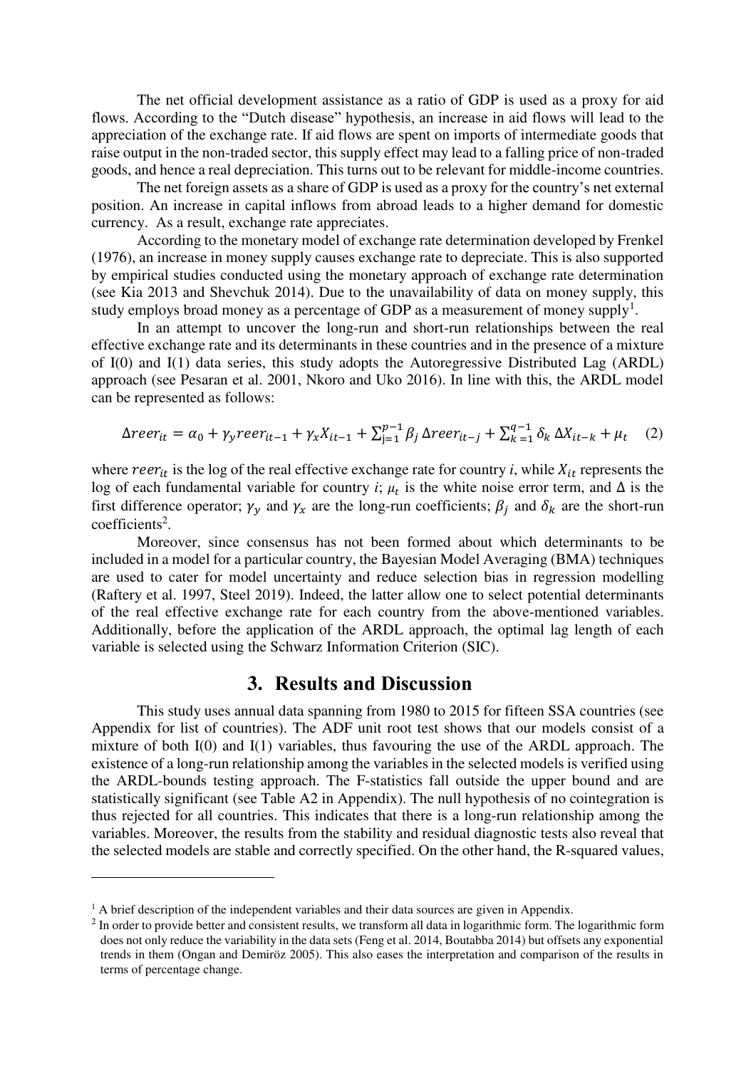The net official development assistance as a ratio of GDP is used as a proxy for aid flows. According to the "Dutch disease" hypothesis, an increase in aid flows will lead to the appreciation of the exchange rate. If aid flows are spent on imports of intermediate goods that raise output in the non-traded sector, this supply effect may lead to a falling price of non-traded goods, and hence a real depreciation. This turns out to be relevant for middle-income countries.

The net foreign assets as a share of GDP is used as a proxy for the country's net external position. An increase in capital inflows from abroad leads to a higher demand for domestic currency. As a result, exchange rate appreciates.

According to the monetary model of exchange rate determination developed by Frenkel (1976), an increase in money supply causes exchange rate to depreciate. This is also supported by empirical studies conducted using the monetary approach of exchange rate determination (see Kia 2013 and Shevchuk 2014). Due to the unavailability of data on money supply, this study employs broad money as a percentage of GDP as a measurement of money supply[1].

In an attempt to uncover the long-run and short-run relationships between the real effective exchange rate and its determinants in these countries and in the presence of a mixture of I(0) and I(1) data series, this study adopts the Autoregressive Distributed Lag (ARDL) approach (see Pesaran et al. 2001, Nkoro and Uko 2016). In line with this, the ARDL model can be represented as follows:

$$\Delta reer_{it} = \alpha_0 + \gamma_y reer_{it-1} + \gamma_x X_{it-1} + \sum_{j=1}^{p-1} \beta_j \Delta reer_{it-j} + \sum_{k=1}^{q-1} \delta_k \Delta X_{it-k} + \mu_t \quad (2)$$

where $reer_{it}$ is the log of the real effective exchange rate for country *i*, while $X_{it}$ represents the log of each fundamental variable for country *i*; $\mu_t$ is the white noise error term, and $\Delta$ is the first difference operator; $\gamma_y$ and $\gamma_x$ are the long-run coefficients; $\beta_j$ and $\delta_k$ are the short-run coefficients[2].

Moreover, since consensus has not been formed about which determinants to be included in a model for a particular country, the Bayesian Model Averaging (BMA) techniques are used to cater for model uncertainty and reduce selection bias in regression modelling (Raftery et al. 1997, Steel 2019). Indeed, the latter allow one to select potential determinants of the real effective exchange rate for each country from the above-mentioned variables. Additionally, before the application of the ARDL approach, the optimal lag length of each variable is selected using the Schwarz Information Criterion (SIC).

## 3. Results and Discussion

This study uses annual data spanning from 1980 to 2015 for fifteen SSA countries (see Appendix for list of countries). The ADF unit root test shows that our models consist of a mixture of both I(0) and I(1) variables, thus favouring the use of the ARDL approach. The existence of a long-run relationship among the variables in the selected models is verified using the ARDL-bounds testing approach. The F-statistics fall outside the upper bound and are statistically significant (see Table A2 in Appendix). The null hypothesis of no cointegration is thus rejected for all countries. This indicates that there is a long-run relationship among the variables. Moreover, the results from the stability and residual diagnostic tests also reveal that the selected models are stable and correctly specified. On the other hand, the R-squared values,

---

[1] A brief description of the independent variables and their data sources are given in Appendix.

[2] In order to provide better and consistent results, we transform all data in logarithmic form. The logarithmic form does not only reduce the variability in the data sets (Feng et al. 2014, Boutabba 2014) but offsets any exponential trends in them (Ongan and Demiröz 2005). This also eases the interpretation and comparison of the results in terms of percentage change.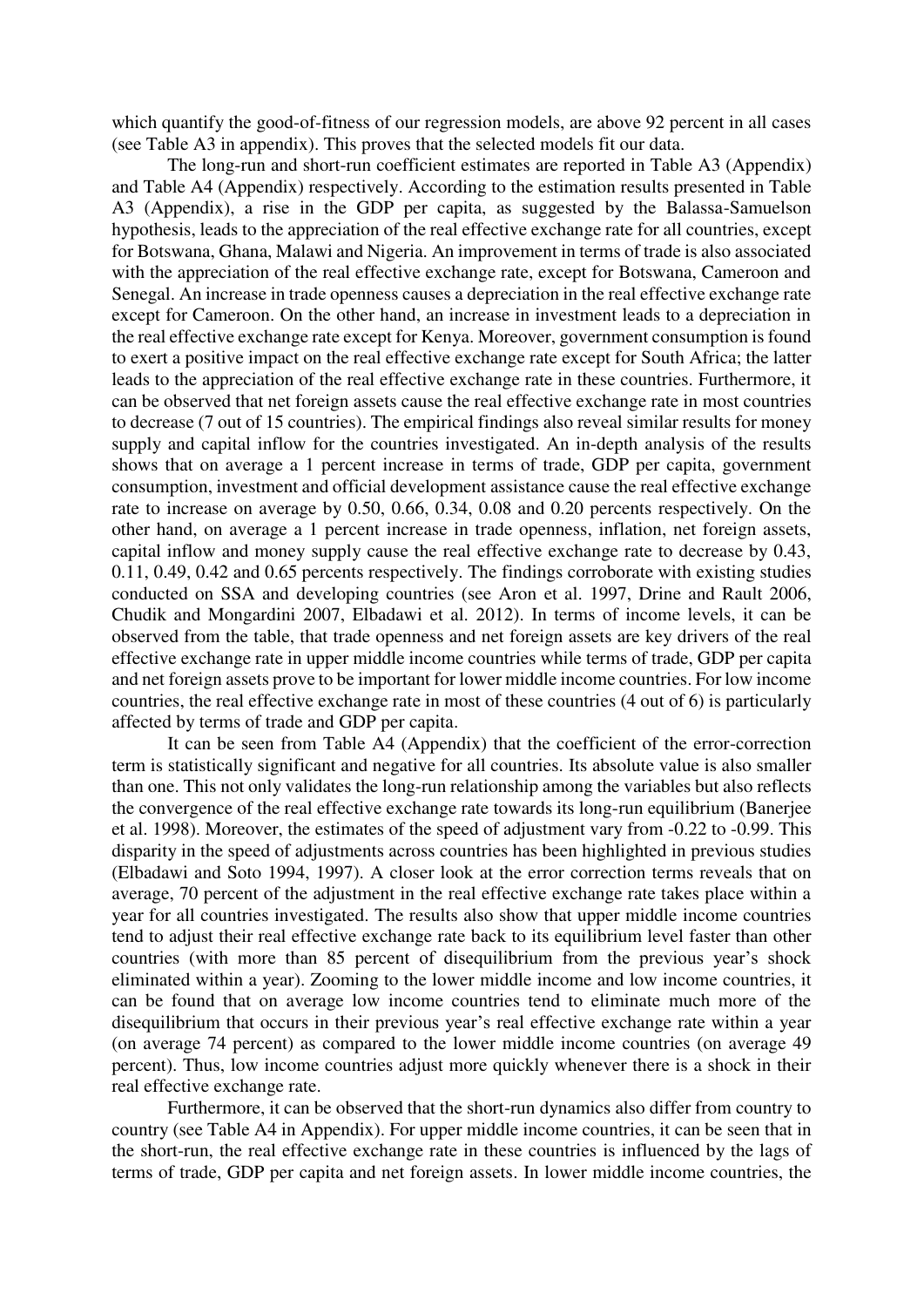which quantify the good-of-fitness of our regression models, are above 92 percent in all cases (see Table A3 in appendix). This proves that the selected models fit our data.

The long-run and short-run coefficient estimates are reported in Table A3 (Appendix) and Table A4 (Appendix) respectively. According to the estimation results presented in Table A3 (Appendix), a rise in the GDP per capita, as suggested by the Balassa-Samuelson hypothesis, leads to the appreciation of the real effective exchange rate for all countries, except for Botswana, Ghana, Malawi and Nigeria. An improvement in terms of trade is also associated with the appreciation of the real effective exchange rate, except for Botswana, Cameroon and Senegal. An increase in trade openness causes a depreciation in the real effective exchange rate except for Cameroon. On the other hand, an increase in investment leads to a depreciation in the real effective exchange rate except for Kenya. Moreover, government consumption is found to exert a positive impact on the real effective exchange rate except for South Africa; the latter leads to the appreciation of the real effective exchange rate in these countries. Furthermore, it can be observed that net foreign assets cause the real effective exchange rate in most countries to decrease (7 out of 15 countries). The empirical findings also reveal similar results for money supply and capital inflow for the countries investigated. An in-depth analysis of the results shows that on average a 1 percent increase in terms of trade, GDP per capita, government consumption, investment and official development assistance cause the real effective exchange rate to increase on average by 0.50, 0.66, 0.34, 0.08 and 0.20 percents respectively. On the other hand, on average a 1 percent increase in trade openness, inflation, net foreign assets, capital inflow and money supply cause the real effective exchange rate to decrease by 0.43, 0.11, 0.49, 0.42 and 0.65 percents respectively. The findings corroborate with existing studies conducted on SSA and developing countries (see Aron et al. 1997, Drine and Rault 2006, Chudik and Mongardini 2007, Elbadawi et al. 2012). In terms of income levels, it can be observed from the table, that trade openness and net foreign assets are key drivers of the real effective exchange rate in upper middle income countries while terms of trade, GDP per capita and net foreign assets prove to be important for lower middle income countries. For low income countries, the real effective exchange rate in most of these countries (4 out of 6) is particularly affected by terms of trade and GDP per capita.

It can be seen from Table A4 (Appendix) that the coefficient of the error-correction term is statistically significant and negative for all countries. Its absolute value is also smaller than one. This not only validates the long-run relationship among the variables but also reflects the convergence of the real effective exchange rate towards its long-run equilibrium (Banerjee et al. 1998). Moreover, the estimates of the speed of adjustment vary from -0.22 to -0.99. This disparity in the speed of adjustments across countries has been highlighted in previous studies (Elbadawi and Soto 1994, 1997). A closer look at the error correction terms reveals that on average, 70 percent of the adjustment in the real effective exchange rate takes place within a year for all countries investigated. The results also show that upper middle income countries tend to adjust their real effective exchange rate back to its equilibrium level faster than other countries (with more than 85 percent of disequilibrium from the previous year's shock eliminated within a year). Zooming to the lower middle income and low income countries, it can be found that on average low income countries tend to eliminate much more of the disequilibrium that occurs in their previous year's real effective exchange rate within a year (on average 74 percent) as compared to the lower middle income countries (on average 49 percent). Thus, low income countries adjust more quickly whenever there is a shock in their real effective exchange rate.

Furthermore, it can be observed that the short-run dynamics also differ from country to country (see Table A4 in Appendix). For upper middle income countries, it can be seen that in the short-run, the real effective exchange rate in these countries is influenced by the lags of terms of trade, GDP per capita and net foreign assets. In lower middle income countries, the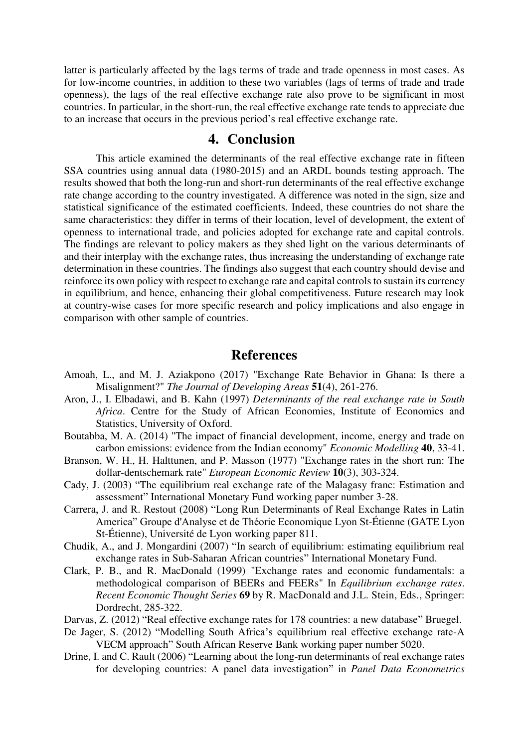latter is particularly affected by the lags terms of trade and trade openness in most cases. As for low-income countries, in addition to these two variables (lags of terms of trade and trade openness), the lags of the real effective exchange rate also prove to be significant in most countries. In particular, in the short-run, the real effective exchange rate tends to appreciate due to an increase that occurs in the previous period's real effective exchange rate.

## 4. Conclusion

This article examined the determinants of the real effective exchange rate in fifteen SSA countries using annual data (1980-2015) and an ARDL bounds testing approach. The results showed that both the long-run and short-run determinants of the real effective exchange rate change according to the country investigated. A difference was noted in the sign, size and statistical significance of the estimated coefficients. Indeed, these countries do not share the same characteristics: they differ in terms of their location, level of development, the extent of openness to international trade, and policies adopted for exchange rate and capital controls. The findings are relevant to policy makers as they shed light on the various determinants of and their interplay with the exchange rates, thus increasing the understanding of exchange rate determination in these countries. The findings also suggest that each country should devise and reinforce its own policy with respect to exchange rate and capital controls to sustain its currency in equilibrium, and hence, enhancing their global competitiveness. Future research may look at country-wise cases for more specific research and policy implications and also engage in comparison with other sample of countries.

## References

Amoah, L., and M. J. Aziakpono (2017) "Exchange Rate Behavior in Ghana: Is there a Misalignment?" *The Journal of Developing Areas* **51**(4), 261-276.

Aron, J., I. Elbadawi, and B. Kahn (1997) *Determinants of the real exchange rate in South Africa*. Centre for the Study of African Economies, Institute of Economics and Statistics, University of Oxford.

Boutabba, M. A. (2014) "The impact of financial development, income, energy and trade on carbon emissions: evidence from the Indian economy" *Economic Modelling* **40**, 33-41.

Branson, W. H., H. Halttunen, and P. Masson (1977) "Exchange rates in the short run: The dollar-dentschemark rate" *European Economic Review* **10**(3), 303-324.

Cady, J. (2003) "The equilibrium real exchange rate of the Malagasy franc: Estimation and assessment" International Monetary Fund working paper number 3-28.

Carrera, J. and R. Restout (2008) "Long Run Determinants of Real Exchange Rates in Latin America" Groupe d'Analyse et de Théorie Economique Lyon St-Étienne (GATE Lyon St-Étienne), Université de Lyon working paper 811.

Chudik, A., and J. Mongardini (2007) "In search of equilibrium: estimating equilibrium real exchange rates in Sub-Saharan African countries" International Monetary Fund.

Clark, P. B., and R. MacDonald (1999) "Exchange rates and economic fundamentals: a methodological comparison of BEERs and FEERs" In *Equilibrium exchange rates. Recent Economic Thought Series* **69** by R. MacDonald and J.L. Stein, Eds., Springer: Dordrecht, 285-322.

Darvas, Z. (2012) "Real effective exchange rates for 178 countries: a new database" Bruegel.

De Jager, S. (2012) "Modelling South Africa's equilibrium real effective exchange rate-A VECM approach" South African Reserve Bank working paper number 5020.

Drine, I. and C. Rault (2006) "Learning about the long-run determinants of real exchange rates for developing countries: A panel data investigation" in *Panel Data Econometrics*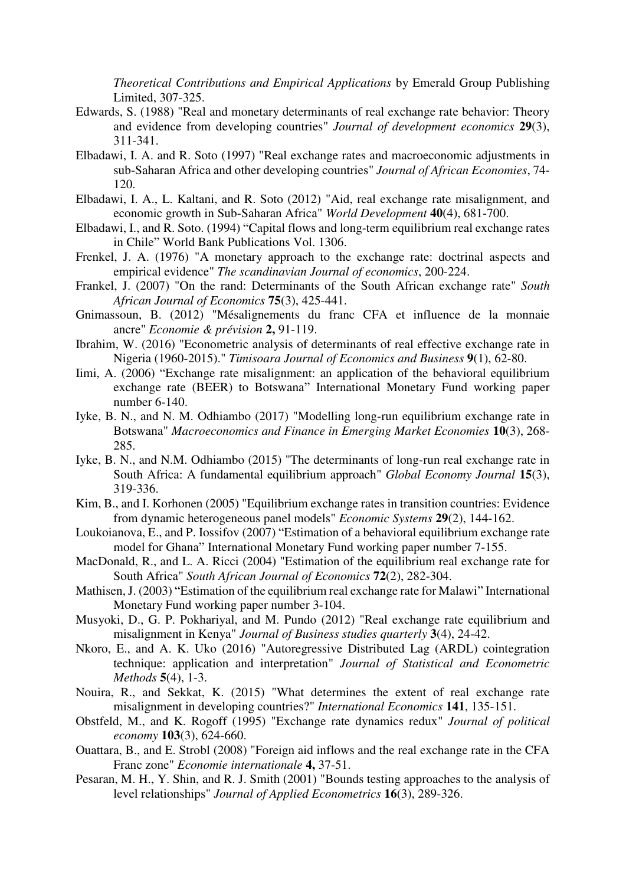*Theoretical Contributions and Empirical Applications* by Emerald Group Publishing Limited, 307-325.

Edwards, S. (1988) "Real and monetary determinants of real exchange rate behavior: Theory and evidence from developing countries" *Journal of development economics* **29**(3), 311-341.

Elbadawi, I. A. and R. Soto (1997) "Real exchange rates and macroeconomic adjustments in sub-Saharan Africa and other developing countries" *Journal of African Economies*, 74-120.

Elbadawi, I. A., L. Kaltani, and R. Soto (2012) "Aid, real exchange rate misalignment, and economic growth in Sub-Saharan Africa" *World Development* **40**(4), 681-700.

Elbadawi, I., and R. Soto. (1994) "Capital flows and long-term equilibrium real exchange rates in Chile" World Bank Publications Vol. 1306.

Frenkel, J. A. (1976) "A monetary approach to the exchange rate: doctrinal aspects and empirical evidence" *The scandinavian Journal of economics*, 200-224.

Frankel, J. (2007) "On the rand: Determinants of the South African exchange rate" *South African Journal of Economics* **75**(3), 425-441.

Gnimassoun, B. (2012) "Mésalignements du franc CFA et influence de la monnaie ancre" *Economie & prévision* **2,** 91-119.

Ibrahim, W. (2016) "Econometric analysis of determinants of real effective exchange rate in Nigeria (1960-2015)." *Timisoara Journal of Economics and Business* **9**(1), 62-80.

Iimi, A. (2006) "Exchange rate misalignment: an application of the behavioral equilibrium exchange rate (BEER) to Botswana" International Monetary Fund working paper number 6-140.

Iyke, B. N., and N. M. Odhiambo (2017) "Modelling long-run equilibrium exchange rate in Botswana" *Macroeconomics and Finance in Emerging Market Economies* **10**(3), 268-285.

Iyke, B. N., and N.M. Odhiambo (2015) "The determinants of long-run real exchange rate in South Africa: A fundamental equilibrium approach" *Global Economy Journal* **15**(3), 319-336.

Kim, B., and I. Korhonen (2005) "Equilibrium exchange rates in transition countries: Evidence from dynamic heterogeneous panel models" *Economic Systems* **29**(2), 144-162.

Loukoianova, E., and P. Iossifov (2007) "Estimation of a behavioral equilibrium exchange rate model for Ghana" International Monetary Fund working paper number 7-155.

MacDonald, R., and L. A. Ricci (2004) "Estimation of the equilibrium real exchange rate for South Africa" *South African Journal of Economics* **72**(2), 282-304.

Mathisen, J. (2003) "Estimation of the equilibrium real exchange rate for Malawi" International Monetary Fund working paper number 3-104.

Musyoki, D., G. P. Pokhariyal, and M. Pundo (2012) "Real exchange rate equilibrium and misalignment in Kenya" *Journal of Business studies quarterly* **3**(4), 24-42.

Nkoro, E., and A. K. Uko (2016) "Autoregressive Distributed Lag (ARDL) cointegration technique: application and interpretation" *Journal of Statistical and Econometric Methods* **5**(4), 1-3.

Nouira, R., and Sekkat, K. (2015) "What determines the extent of real exchange rate misalignment in developing countries?" *International Economics* **141**, 135-151.

Obstfeld, M., and K. Rogoff (1995) "Exchange rate dynamics redux" *Journal of political economy* **103**(3), 624-660.

Ouattara, B., and E. Strobl (2008) "Foreign aid inflows and the real exchange rate in the CFA Franc zone" *Economie internationale* **4,** 37-51.

Pesaran, M. H., Y. Shin, and R. J. Smith (2001) "Bounds testing approaches to the analysis of level relationships" *Journal of Applied Econometrics* **16**(3), 289-326.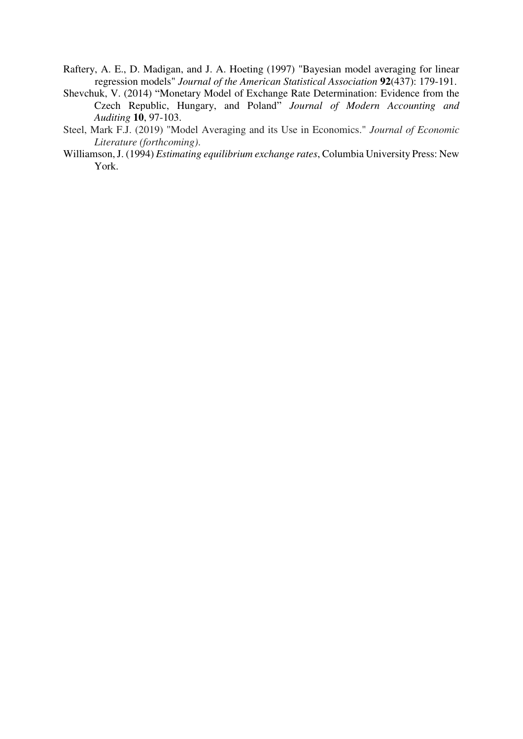Raftery, A. E., D. Madigan, and J. A. Hoeting (1997) "Bayesian model averaging for linear regression models" *Journal of the American Statistical Association* **92**(437): 179-191.

Shevchuk, V. (2014) "Monetary Model of Exchange Rate Determination: Evidence from the Czech Republic, Hungary, and Poland" *Journal of Modern Accounting and Auditing* **10**, 97-103.

Steel, Mark F.J. (2019) "Model Averaging and its Use in Economics." *Journal of Economic Literature (forthcoming).*

Williamson, J. (1994) *Estimating equilibrium exchange rates*, Columbia University Press: New York.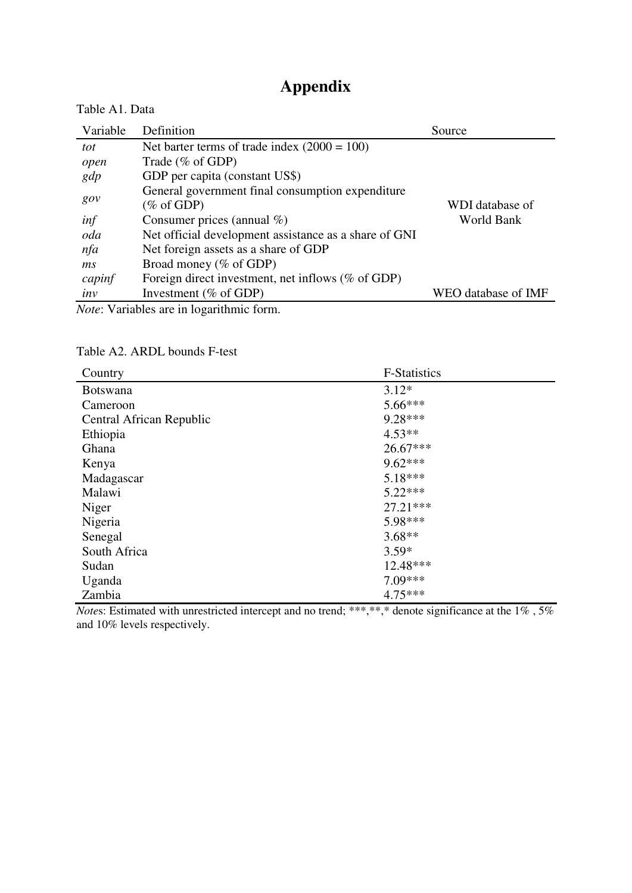# Appendix

Table A1. Data

| Variable | Definition | Source |
|---|---|---|
| *tot* | Net barter terms of trade index (2000 = 100) | |
| *open* | Trade (% of GDP) | |
| *gdp* | GDP per capita (constant US$) | |
| *gov* | General government final consumption expenditure (% of GDP) | WDI database of World Bank |
| *inf* | Consumer prices (annual %) | |
| *oda* | Net official development assistance as a share of GNI | |
| *nfa* | Net foreign assets as a share of GDP | |
| *ms* | Broad money (% of GDP) | |
| *capinf* | Foreign direct investment, net inflows (% of GDP) | |
| *inv* | Investment (% of GDP) | WEO database of IMF |

*Note*: Variables are in logarithmic form.

Table A2. ARDL bounds F-test

| Country | F-Statistics |
|---|---|
| Botswana | 3.12* |
| Cameroon | 5.66*** |
| Central African Republic | 9.28*** |
| Ethiopia | 4.53** |
| Ghana | 26.67*** |
| Kenya | 9.62*** |
| Madagascar | 5.18*** |
| Malawi | 5.22*** |
| Niger | 27.21*** |
| Nigeria | 5.98*** |
| Senegal | 3.68** |
| South Africa | 3.59* |
| Sudan | 12.48*** |
| Uganda | 7.09*** |
| Zambia | 4.75*** |

*Notes*: Estimated with unrestricted intercept and no trend; ***,**,* denote significance at the 1% , 5% and 10% levels respectively.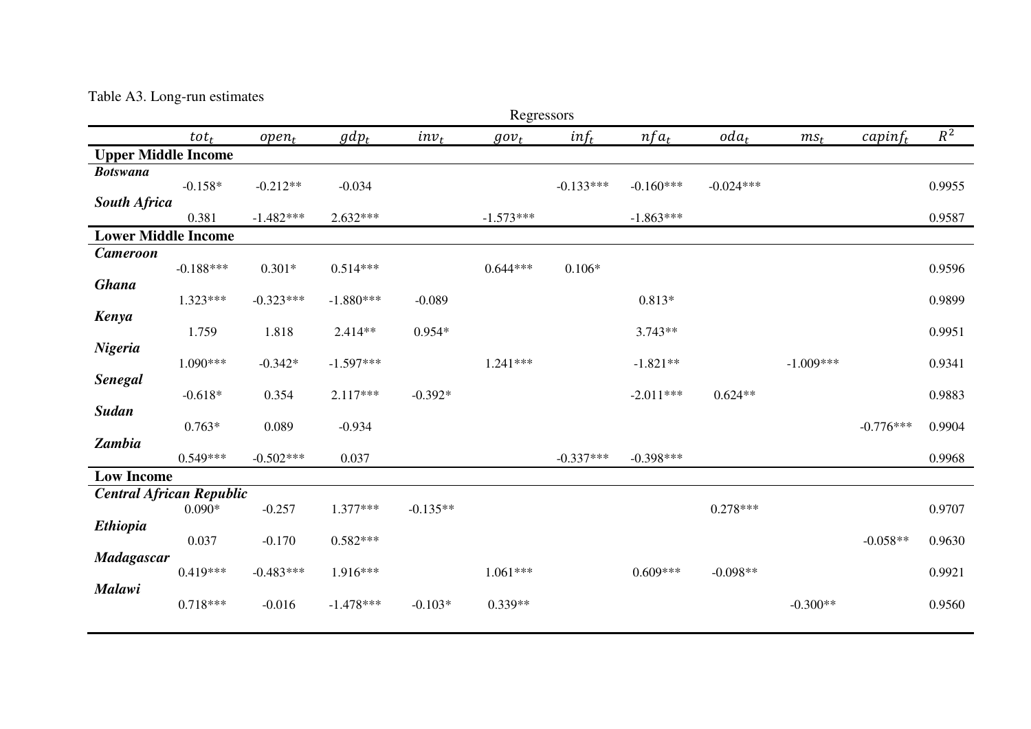Table A3. Long-run estimates

| | Regressors | | | | | | | | | | |
|---|---|---|---|---|---|---|---|---|---|---|---|
| | $tot_t$ | $open_t$ | $gdp_t$ | $inv_t$ | $gov_t$ | $inf_t$ | $nfa_t$ | $oda_t$ | $ms_t$ | $capinf_t$ | $R^2$ |
| **Upper Middle Income** | | | | | | | | | | | |
| ***Botswana*** | | | | | | | | | | | |
| | -0.158* | -0.212** | -0.034 | | | -0.133*** | -0.160*** | -0.024*** | | | 0.9955 |
| ***South Africa*** | | | | | | | | | | | |
| | 0.381 | -1.482*** | 2.632*** | | -1.573*** | | -1.863*** | | | | 0.9587 |
| **Lower Middle Income** | | | | | | | | | | | |
| ***Cameroon*** | | | | | | | | | | | |
| | -0.188*** | 0.301* | 0.514*** | | 0.644*** | 0.106* | | | | | 0.9596 |
| ***Ghana*** | | | | | | | | | | | |
| | 1.323*** | -0.323*** | -1.880*** | -0.089 | | | 0.813* | | | | 0.9899 |
| ***Kenya*** | | | | | | | | | | | |
| | 1.759 | 1.818 | 2.414** | 0.954* | | | 3.743** | | | | 0.9951 |
| ***Nigeria*** | | | | | | | | | | | |
| | 1.090*** | -0.342* | -1.597*** | | 1.241*** | | -1.821** | | -1.009*** | | 0.9341 |
| ***Senegal*** | | | | | | | | | | | |
| | -0.618* | 0.354 | 2.117*** | -0.392* | | | -2.011*** | 0.624** | | | 0.9883 |
| ***Sudan*** | | | | | | | | | | | |
| | 0.763* | 0.089 | -0.934 | | | | | | | -0.776*** | 0.9904 |
| ***Zambia*** | | | | | | | | | | | |
| | 0.549*** | -0.502*** | 0.037 | | | -0.337*** | -0.398*** | | | | 0.9968 |
| **Low Income** | | | | | | | | | | | |
| ***Central African Republic*** | | | | | | | | | | | |
| | 0.090* | -0.257 | 1.377*** | -0.135** | | | | 0.278*** | | | 0.9707 |
| ***Ethiopia*** | | | | | | | | | | | |
| | 0.037 | -0.170 | 0.582*** | | | | | | | -0.058** | 0.9630 |
| ***Madagascar*** | | | | | | | | | | | |
| | 0.419*** | -0.483*** | 1.916*** | | 1.061*** | | 0.609*** | -0.098** | | | 0.9921 |
| ***Malawi*** | | | | | | | | | | | |
| | 0.718*** | -0.016 | -1.478*** | -0.103* | 0.339** | | | | -0.300** | | 0.9560 |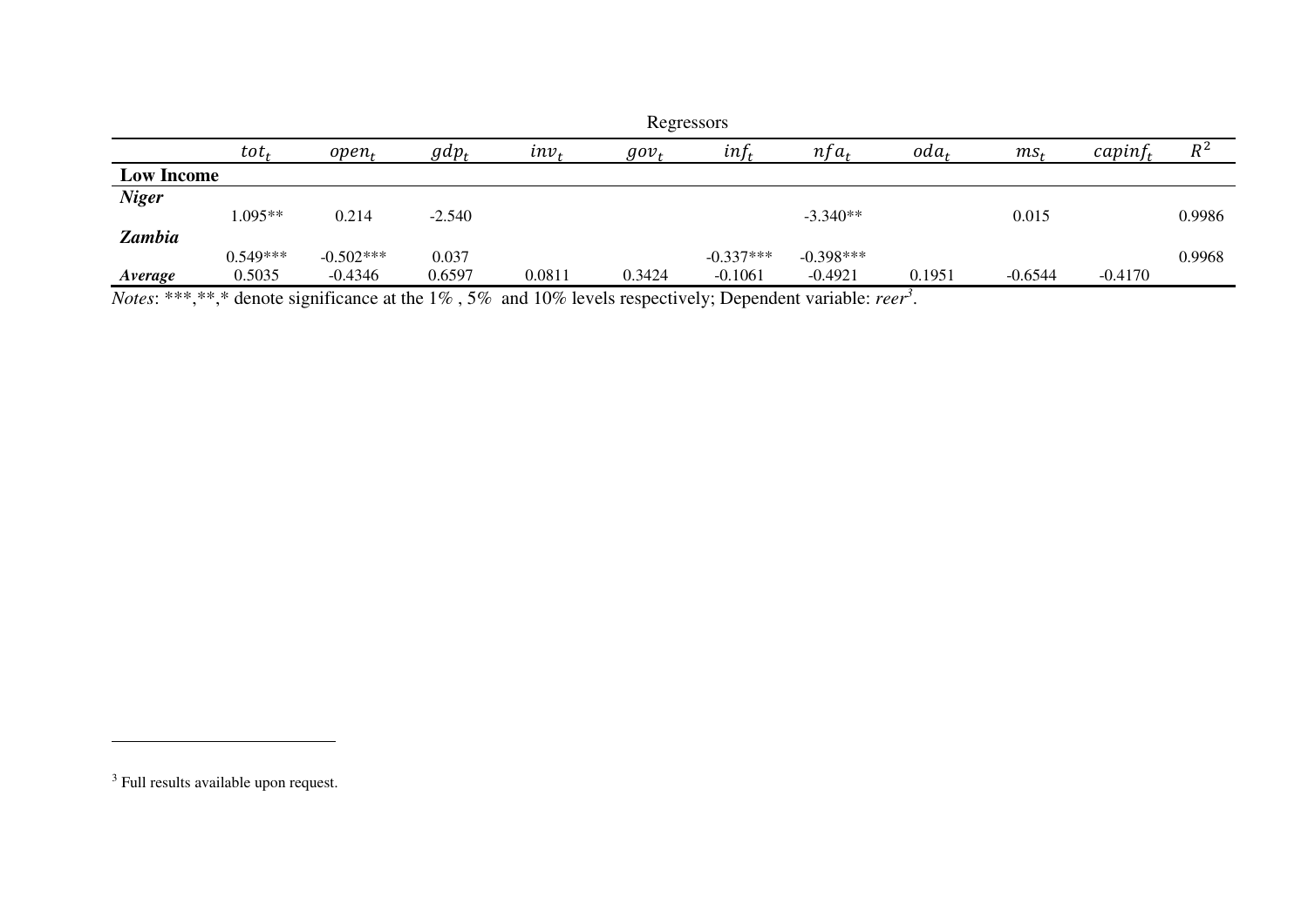| | Regressors | | | | | | | | | | |
|---|---|---|---|---|---|---|---|---|---|---|---|
| | $tot_t$ | $open_t$ | $gdp_t$ | $inv_t$ | $gov_t$ | $inf_t$ | $nfa_t$ | $oda_t$ | $ms_t$ | $capinf_t$ | $R^2$ |
| **Low Income** | | | | | | | | | | | |
| ***Niger*** | | | | | | | | | | | |
| | 1.095** | 0.214 | -2.540 | | | | -3.340** | | 0.015 | | 0.9986 |
| ***Zambia*** | | | | | | | | | | | |
| | 0.549*** | -0.502*** | 0.037 | | | -0.337*** | -0.398*** | | | | 0.9968 |
| ***Average*** | 0.5035 | -0.4346 | 0.6597 | 0.0811 | 0.3424 | -0.1061 | -0.4921 | 0.1951 | -0.6544 | -0.4170 | |

*Notes*: ***,**,* denote significance at the 1% , 5% and 10% levels respectively; Dependent variable: *reer*[3].

[3] Full results available upon request.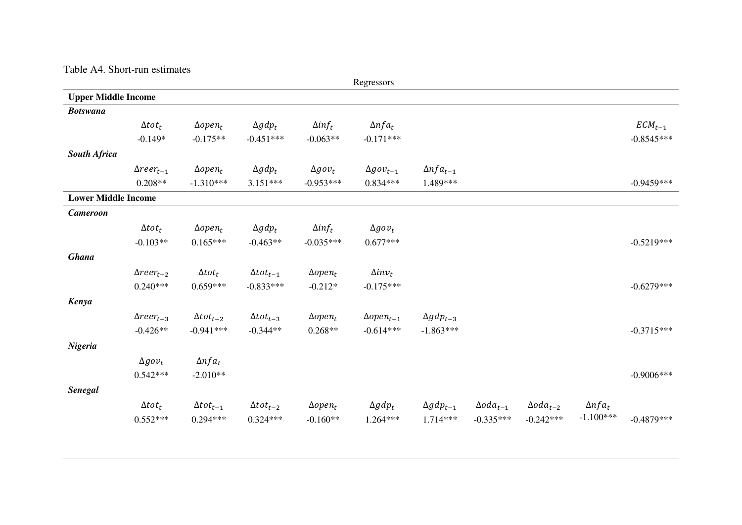Table A4. Short-run estimates

| | Regressors | | | | | | | | | |
|---|---|---|---|---|---|---|---|---|---|---|
| **Upper Middle Income** | | | | | | | | | | |
| ***Botswana*** | | | | | | | | | | |
| | $\Delta tot_t$ | $\Delta open_t$ | $\Delta gdp_t$ | $\Delta inf_t$ | $\Delta nfa_t$ | | | | | $ECM_{t-1}$ |
| | -0.149* | -0.175** | -0.451*** | -0.063** | -0.171*** | | | | | -0.8545*** |
| ***South Africa*** | | | | | | | | | | |
| | $\Delta reer_{t-1}$ | $\Delta open_t$ | $\Delta gdp_t$ | $\Delta gov_t$ | $\Delta gov_{t-1}$ | $\Delta nfa_{t-1}$ | | | | |
| | 0.208** | -1.310*** | 3.151*** | -0.953*** | 0.834*** | 1.489*** | | | | -0.9459*** |
| **Lower Middle Income** | | | | | | | | | | |
| ***Cameroon*** | | | | | | | | | | |
| | $\Delta tot_t$ | $\Delta open_t$ | $\Delta gdp_t$ | $\Delta inf_t$ | $\Delta gov_t$ | | | | | |
| | -0.103** | 0.165*** | -0.463** | -0.035*** | 0.677*** | | | | | -0.5219*** |
| ***Ghana*** | | | | | | | | | | |
| | $\Delta reer_{t-2}$ | $\Delta tot_t$ | $\Delta tot_{t-1}$ | $\Delta open_t$ | $\Delta inv_t$ | | | | | |
| | 0.240*** | 0.659*** | -0.833*** | -0.212* | -0.175*** | | | | | -0.6279*** |
| ***Kenya*** | | | | | | | | | | |
| | $\Delta reer_{t-3}$ | $\Delta tot_{t-2}$ | $\Delta tot_{t-3}$ | $\Delta open_t$ | $\Delta open_{t-1}$ | $\Delta gdp_{t-3}$ | | | | |
| | -0.426** | -0.941*** | -0.344** | 0.268** | -0.614*** | -1.863*** | | | | -0.3715*** |
| ***Nigeria*** | | | | | | | | | | |
| | $\Delta gov_t$ | $\Delta nfa_t$ | | | | | | | | |
| | 0.542*** | -2.010** | | | | | | | | -0.9006*** |
| ***Senegal*** | | | | | | | | | | |
| | $\Delta tot_t$ | $\Delta tot_{t-1}$ | $\Delta tot_{t-2}$ | $\Delta open_t$ | $\Delta gdp_t$ | $\Delta gdp_{t-1}$ | $\Delta oda_{t-1}$ | $\Delta oda_{t-2}$ | $\Delta nfa_t$ | |
| | 0.552*** | 0.294*** | 0.324*** | -0.160** | 1.264*** | 1.714*** | -0.335*** | -0.242*** | -1.100*** | -0.4879*** |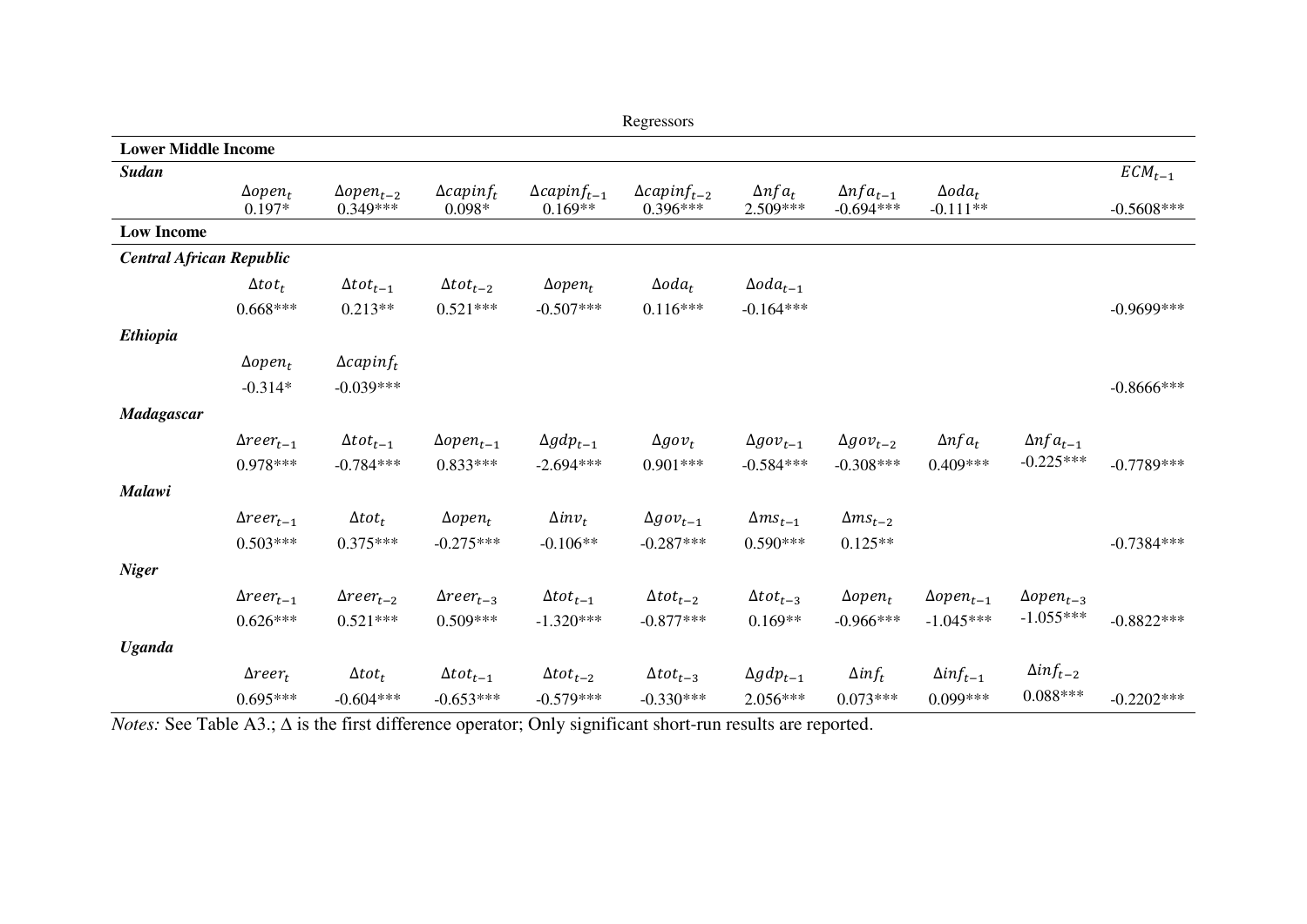| | | | | | Regressors | | | | | |
|---|---|---|---|---|---|---|---|---|---|---|
| **Lower Middle Income** | | | | | | | | | | |
| ***Sudan*** | | | | | | | | | | $ECM_{t-1}$ |
| | $\Delta open_t$ | $\Delta open_{t-2}$ | $\Delta capinf_t$ | $\Delta capinf_{t-1}$ | $\Delta capinf_{t-2}$ | $\Delta nfa_t$ | $\Delta nfa_{t-1}$ | $\Delta oda_t$ | | |
| | 0.197* | 0.349*** | 0.098* | 0.169** | 0.396*** | 2.509*** | -0.694*** | -0.111** | | -0.5608*** |
| **Low Income** | | | | | | | | | | |
| ***Central African Republic*** | | | | | | | | | | |
| | $\Delta tot_t$ | $\Delta tot_{t-1}$ | $\Delta tot_{t-2}$ | $\Delta open_t$ | $\Delta oda_t$ | $\Delta oda_{t-1}$ | | | | |
| | 0.668*** | 0.213** | 0.521*** | -0.507*** | 0.116*** | -0.164*** | | | | -0.9699*** |
| ***Ethiopia*** | | | | | | | | | | |
| | $\Delta open_t$ | $\Delta capinf_t$ | | | | | | | | |
| | -0.314* | -0.039*** | | | | | | | | -0.8666*** |
| ***Madagascar*** | | | | | | | | | | |
| | $\Delta reer_{t-1}$ | $\Delta tot_{t-1}$ | $\Delta open_{t-1}$ | $\Delta gdp_{t-1}$ | $\Delta gov_t$ | $\Delta gov_{t-1}$ | $\Delta gov_{t-2}$ | $\Delta nfa_t$ | $\Delta nfa_{t-1}$ | |
| | 0.978*** | -0.784*** | 0.833*** | -2.694*** | 0.901*** | -0.584*** | -0.308*** | 0.409*** | -0.225*** | -0.7789*** |
| ***Malawi*** | | | | | | | | | | |
| | $\Delta reer_{t-1}$ | $\Delta tot_t$ | $\Delta open_t$ | $\Delta inv_t$ | $\Delta gov_{t-1}$ | $\Delta ms_{t-1}$ | $\Delta ms_{t-2}$ | | | |
| | 0.503*** | 0.375*** | -0.275*** | -0.106** | -0.287*** | 0.590*** | 0.125** | | | -0.7384*** |
| ***Niger*** | | | | | | | | | | |
| | $\Delta reer_{t-1}$ | $\Delta reer_{t-2}$ | $\Delta reer_{t-3}$ | $\Delta tot_{t-1}$ | $\Delta tot_{t-2}$ | $\Delta tot_{t-3}$ | $\Delta open_t$ | $\Delta open_{t-1}$ | $\Delta open_{t-3}$ | |
| | 0.626*** | 0.521*** | 0.509*** | -1.320*** | -0.877*** | 0.169** | -0.966*** | -1.045*** | -1.055*** | -0.8822*** |
| ***Uganda*** | | | | | | | | | | |
| | $\Delta reer_t$ | $\Delta tot_t$ | $\Delta tot_{t-1}$ | $\Delta tot_{t-2}$ | $\Delta tot_{t-3}$ | $\Delta gdp_{t-1}$ | $\Delta inf_t$ | $\Delta inf_{t-1}$ | $\Delta inf_{t-2}$ | |
| | 0.695*** | -0.604*** | -0.653*** | -0.579*** | -0.330*** | 2.056*** | 0.073*** | 0.099*** | 0.088*** | -0.2202*** |

*Notes:* See Table A3.; Δ is the first difference operator; Only significant short-run results are reported.